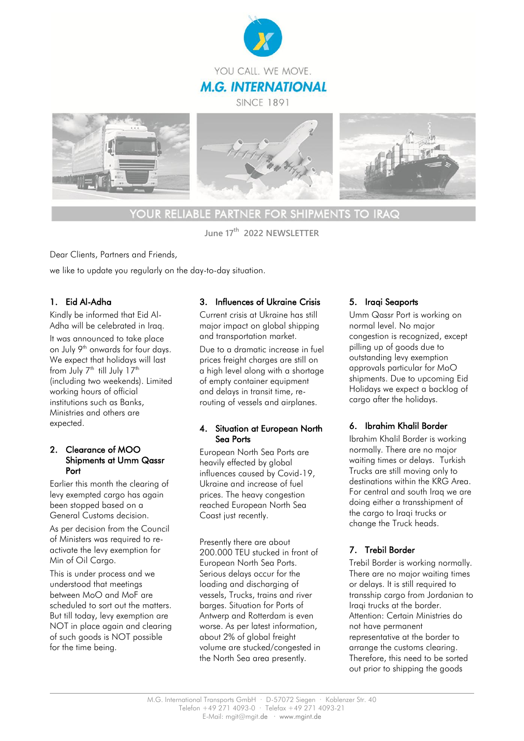YOU CALL. WE MOVE.

**M.G. INTERNATIONAL**

SINCE 1891

YOUR RELIABLE PARTNER FOR SHIPMENTS TO IRAQ

June 17th 2022 NEWSLETTER

Dear Clients, Partners and Friends,

we like to update you regularly on the day-to-day situation.

## 1. Eid Al-Adha

Kindly be informed that Eid Al-Adha will be celebrated in Iraq.

It was announced to take place on July 9th onwards for four days. We expect that holidays will last from July 7th till July 17th (including two weekends). Limited working hours of official institutions such as Banks, Ministries and others are expected.

## 2. Clearance of MOO Shipments at Umm Qassr Port

Earlier this month the clearing of levy exempted cargo has again been stopped based on a General Customs decision.

As per decision from the Council of Ministers was required to re-activate the levy exemption for Min of Oil Cargo.

This is under process and we understood that meetings between MoO and MoF are scheduled to sort out the matters. But till today, levy exemption are NOT in place again and clearing of such goods is NOT possible for the time being.

## 3. Influences of Ukraine Crisis

Current crisis at Ukraine has still major impact on global shipping and transportation market.

Due to a dramatic increase in fuel prices freight charges are still on a high level along with a shortage of empty container equipment and delays in transit time, re-routing of vessels and airplanes.

## 4. Situation at European North Sea Ports

European North Sea Ports are heavily effected by global influences caused by Covid-19, Ukraine and increase of fuel prices. The heavy congestion reached European North Sea Coast just recently.

Presently there are about 200.000 TEU stucked in front of European North Sea Ports. Serious delays occur for the loading and discharging of vessels, Trucks, trains and river barges. Situation for Ports of Antwerp and Rotterdam is even worse. As per latest information, about 2% of global freight volume are stucked/congested in the North Sea area presently.

## 5. Iraqi Seaports

Umm Qassr Port is working on normal level. No major congestion is recognized, except pilling up of goods due to outstanding levy exemption approvals particular for MoO shipments. Due to upcoming Eid Holidays we expect a backlog of cargo after the holidays.

## 6. Ibrahim Khalil Border

Ibrahim Khalil Border is working normally. There are no major waiting times or delays. Turkish Trucks are still moving only to destinations within the KRG Area. For central and south Iraq we are doing either a transshipment of the cargo to Iraqi trucks or change the Truck heads.

## 7. Trebil Border

Trebil Border is working normally. There are no major waiting times or delays. It is still required to transship cargo from Jordanian to Iraqi trucks at the border. Attention: Certain Ministries do not have permanent representative at the border to arrange the customs clearing. Therefore, this need to be sorted out prior to shipping the goods

M.G. International Transports GmbH · D-57072 Siegen · Koblenzer Str. 40
Telefon +49 271 4093-0 · Telefax +49 271 4093-21
E-Mail: mgit@mgit.de · www.mgint.de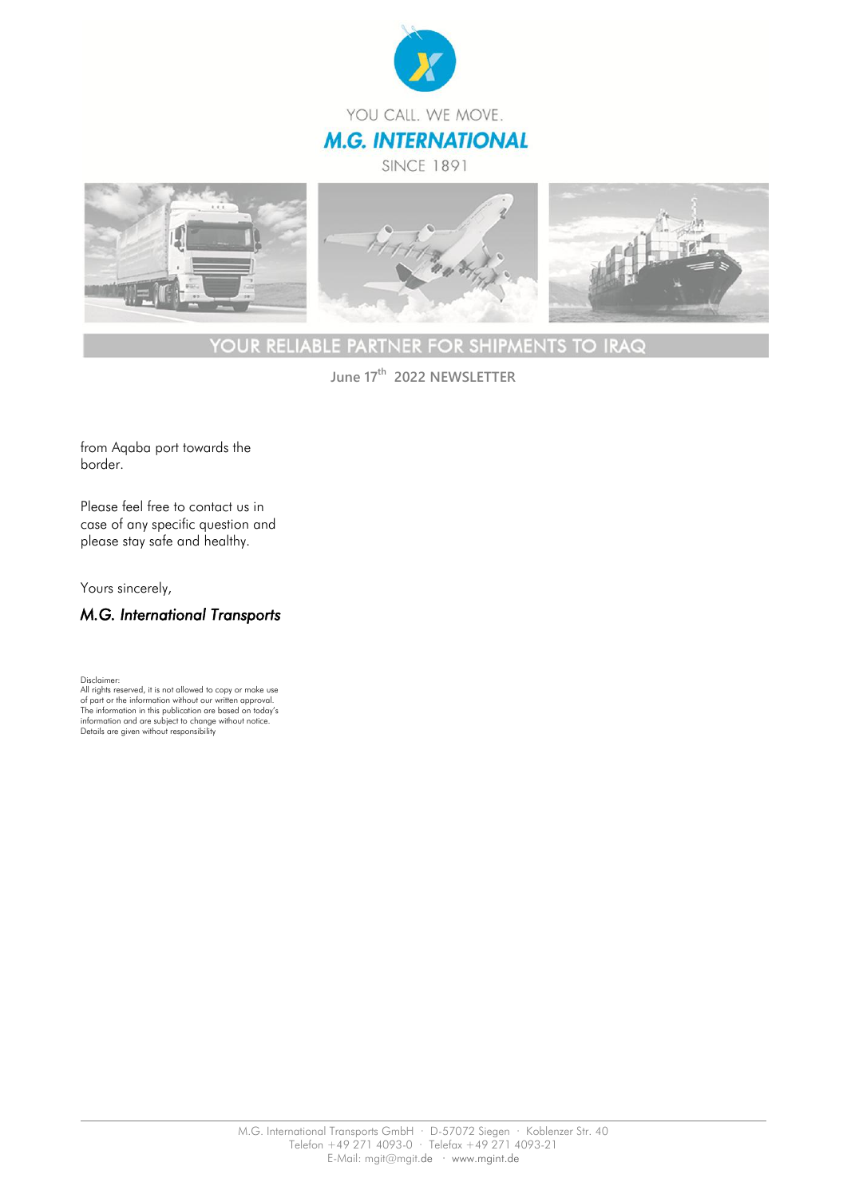YOU CALL. WE MOVE.

**M.G. INTERNATIONAL**

SINCE 1891

YOUR RELIABLE PARTNER FOR SHIPMENTS TO IRAQ

**June 17th 2022 NEWSLETTER**

from Aqaba port towards the border.

Please feel free to contact us in case of any specific question and please stay safe and healthy.

Yours sincerely,

***M.G. International Transports***

Disclaimer:
All rights reserved, it is not allowed to copy or make use of part or the information without our written approval. The information in this publication are based on today's information and are subject to change without notice. Details are given without responsibility

M.G. International Transports GmbH · D-57072 Siegen · Koblenzer Str. 40
Telefon +49 271 4093-0 · Telefax +49 271 4093-21
E-Mail: mgit@mgit.de · www.mgint.de